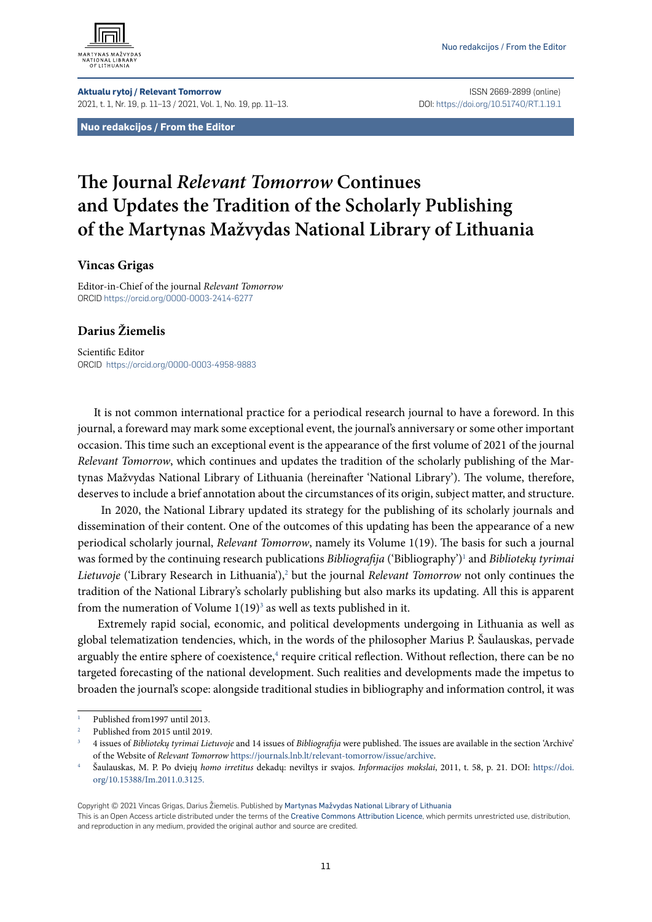Nuo redakcijos / From the Editor

# The Journal *Relevant Tomorrow* Continues and Updates the Tradition of the Scholarly Publishing of the Martynas Mažvydas National Library of Lithuania

## Vincas Grigas

Editor-in-Chief of the journal *Relevant Tomorrow*
ORCID https://orcid.org/0000-0003-2414-6277

## Darius Žiemelis

Scientific Editor
ORCID https://orcid.org/0000-0003-4958-9883

It is not common international practice for a periodical research journal to have a foreword. In this journal, a foreward may mark some exceptional event, the journal's anniversary or some other important occasion. This time such an exceptional event is the appearance of the first volume of 2021 of the journal *Relevant Tomorrow*, which continues and updates the tradition of the scholarly publishing of the Martynas Mažvydas National Library of Lithuania (hereinafter 'National Library'). The volume, therefore, deserves to include a brief annotation about the circumstances of its origin, subject matter, and structure.

In 2020, the National Library updated its strategy for the publishing of its scholarly journals and dissemination of their content. One of the outcomes of this updating has been the appearance of a new periodical scholarly journal, *Relevant Tomorrow*, namely its Volume 1(19). The basis for such a journal was formed by the continuing research publications *Bibliografija* ('Bibliography')[1] and *Bibliotekų tyrimai Lietuvoje* ('Library Research in Lithuania'),[2] but the journal *Relevant Tomorrow* not only continues the tradition of the National Library's scholarly publishing but also marks its updating. All this is apparent from the numeration of Volume 1(19)[3] as well as texts published in it.

Extremely rapid social, economic, and political developments undergoing in Lithuania as well as global telematization tendencies, which, in the words of the philosopher Marius P. Šaulauskas, pervade arguably the entire sphere of coexistence,[4] require critical reflection. Without reflection, there can be no targeted forecasting of the national development. Such realities and developments made the impetus to broaden the journal's scope: alongside traditional studies in bibliography and information control, it was

---

[1] Published from1997 until 2013.

[2] Published from 2015 until 2019.

[3] 4 issues of *Bibliotekų tyrimai Lietuvoje* and 14 issues of *Bibliografija* were published. The issues are available in the section 'Archive' of the Website of *Relevant Tomorrow* https://journals.lnb.lt/relevant-tomorrow/issue/archive.

[4] Šaulauskas, M. P. Po dviejų *homo irretitus* dekadų: neviltys ir svajos. *Informacijos mokslai*, 2011, t. 58, p. 21. DOI: https://doi.org/10.15388/Im.2011.0.3125.

Copyright © 2021 Vincas Grigas, Darius Žiemelis. Published by Martynas Mažvydas National Library of Lithuania
This is an Open Access article distributed under the terms of the Creative Commons Attribution Licence, which permits unrestricted use, distribution, and reproduction in any medium, provided the original author and source are credited.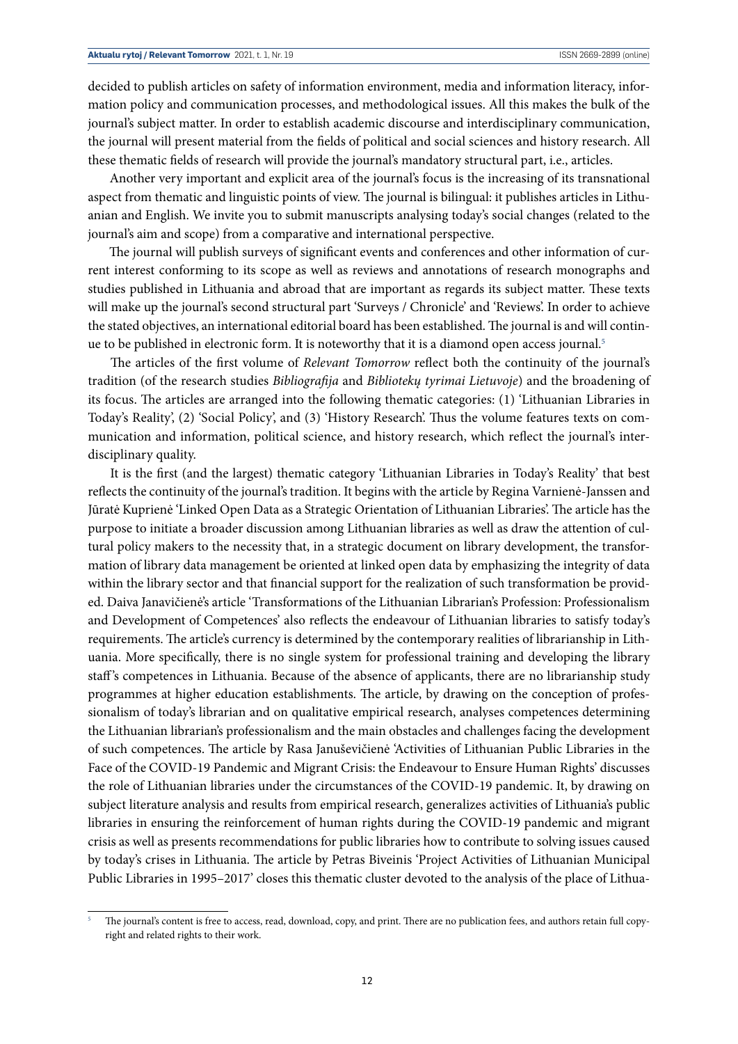decided to publish articles on safety of information environment, media and information literacy, information policy and communication processes, and methodological issues. All this makes the bulk of the journal's subject matter. In order to establish academic discourse and interdisciplinary communication, the journal will present material from the fields of political and social sciences and history research. All these thematic fields of research will provide the journal's mandatory structural part, i.e., articles.

Another very important and explicit area of the journal's focus is the increasing of its transnational aspect from thematic and linguistic points of view. The journal is bilingual: it publishes articles in Lithuanian and English. We invite you to submit manuscripts analysing today's social changes (related to the journal's aim and scope) from a comparative and international perspective.

The journal will publish surveys of significant events and conferences and other information of current interest conforming to its scope as well as reviews and annotations of research monographs and studies published in Lithuania and abroad that are important as regards its subject matter. These texts will make up the journal's second structural part 'Surveys / Chronicle' and 'Reviews'. In order to achieve the stated objectives, an international editorial board has been established. The journal is and will continue to be published in electronic form. It is noteworthy that it is a diamond open access journal.[5]

The articles of the first volume of *Relevant Tomorrow* reflect both the continuity of the journal's tradition (of the research studies *Bibliografija* and *Bibliotekų tyrimai Lietuvoje*) and the broadening of its focus. The articles are arranged into the following thematic categories: (1) 'Lithuanian Libraries in Today's Reality', (2) 'Social Policy', and (3) 'History Research'. Thus the volume features texts on communication and information, political science, and history research, which reflect the journal's interdisciplinary quality.

It is the first (and the largest) thematic category 'Lithuanian Libraries in Today's Reality' that best reflects the continuity of the journal's tradition. It begins with the article by Regina Varnienė-Janssen and Jūratė Kuprienė 'Linked Open Data as a Strategic Orientation of Lithuanian Libraries'. The article has the purpose to initiate a broader discussion among Lithuanian libraries as well as draw the attention of cultural policy makers to the necessity that, in a strategic document on library development, the transformation of library data management be oriented at linked open data by emphasizing the integrity of data within the library sector and that financial support for the realization of such transformation be provided. Daiva Janavičienė's article 'Transformations of the Lithuanian Librarian's Profession: Professionalism and Development of Competences' also reflects the endeavour of Lithuanian libraries to satisfy today's requirements. The article's currency is determined by the contemporary realities of librarianship in Lithuania. More specifically, there is no single system for professional training and developing the library staff's competences in Lithuania. Because of the absence of applicants, there are no librarianship study programmes at higher education establishments. The article, by drawing on the conception of professionalism of today's librarian and on qualitative empirical research, analyses competences determining the Lithuanian librarian's professionalism and the main obstacles and challenges facing the development of such competences. The article by Rasa Januševičienė 'Activities of Lithuanian Public Libraries in the Face of the COVID-19 Pandemic and Migrant Crisis: the Endeavour to Ensure Human Rights' discusses the role of Lithuanian libraries under the circumstances of the COVID-19 pandemic. It, by drawing on subject literature analysis and results from empirical research, generalizes activities of Lithuania's public libraries in ensuring the reinforcement of human rights during the COVID-19 pandemic and migrant crisis as well as presents recommendations for public libraries how to contribute to solving issues caused by today's crises in Lithuania. The article by Petras Biveinis 'Project Activities of Lithuanian Municipal Public Libraries in 1995–2017' closes this thematic cluster devoted to the analysis of the place of Lithua-

[5] The journal's content is free to access, read, download, copy, and print. There are no publication fees, and authors retain full copyright and related rights to their work.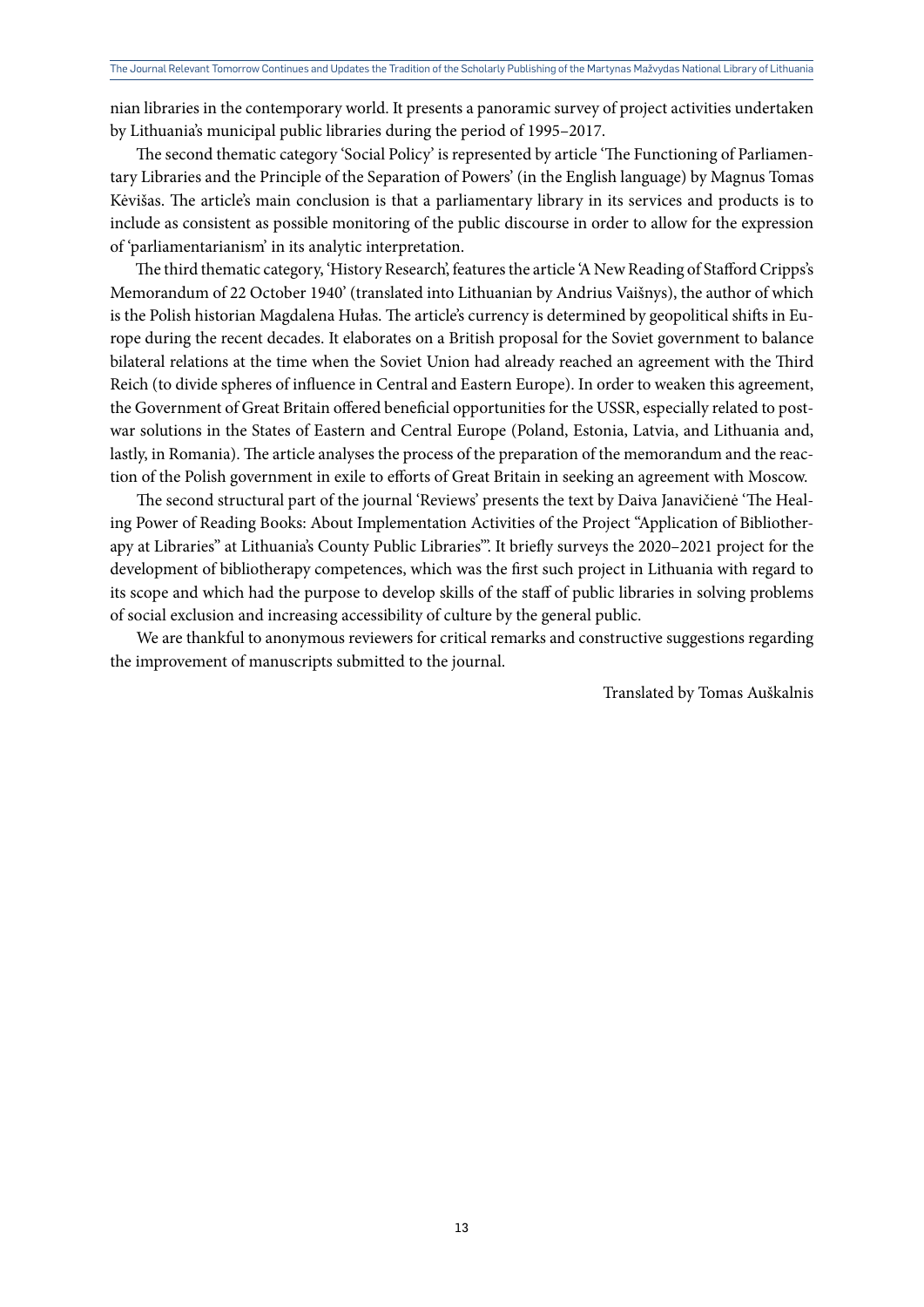nian libraries in the contemporary world. It presents a panoramic survey of project activities undertaken by Lithuania's municipal public libraries during the period of 1995–2017.

The second thematic category 'Social Policy' is represented by article 'The Functioning of Parliamentary Libraries and the Principle of the Separation of Powers' (in the English language) by Magnus Tomas Kėvišas. The article's main conclusion is that a parliamentary library in its services and products is to include as consistent as possible monitoring of the public discourse in order to allow for the expression of 'parliamentarianism' in its analytic interpretation.

The third thematic category, 'History Research', features the article 'A New Reading of Stafford Cripps's Memorandum of 22 October 1940' (translated into Lithuanian by Andrius Vaišnys), the author of which is the Polish historian Magdalena Hułas. The article's currency is determined by geopolitical shifts in Europe during the recent decades. It elaborates on a British proposal for the Soviet government to balance bilateral relations at the time when the Soviet Union had already reached an agreement with the Third Reich (to divide spheres of influence in Central and Eastern Europe). In order to weaken this agreement, the Government of Great Britain offered beneficial opportunities for the USSR, especially related to post-war solutions in the States of Eastern and Central Europe (Poland, Estonia, Latvia, and Lithuania and, lastly, in Romania). The article analyses the process of the preparation of the memorandum and the reaction of the Polish government in exile to efforts of Great Britain in seeking an agreement with Moscow.

The second structural part of the journal 'Reviews' presents the text by Daiva Janavičienė 'The Healing Power of Reading Books: About Implementation Activities of the Project "Application of Bibliotherapy at Libraries" at Lithuania's County Public Libraries"'. It briefly surveys the 2020–2021 project for the development of bibliotherapy competences, which was the first such project in Lithuania with regard to its scope and which had the purpose to develop skills of the staff of public libraries in solving problems of social exclusion and increasing accessibility of culture by the general public.

We are thankful to anonymous reviewers for critical remarks and constructive suggestions regarding the improvement of manuscripts submitted to the journal.

Translated by Tomas Auškalnis